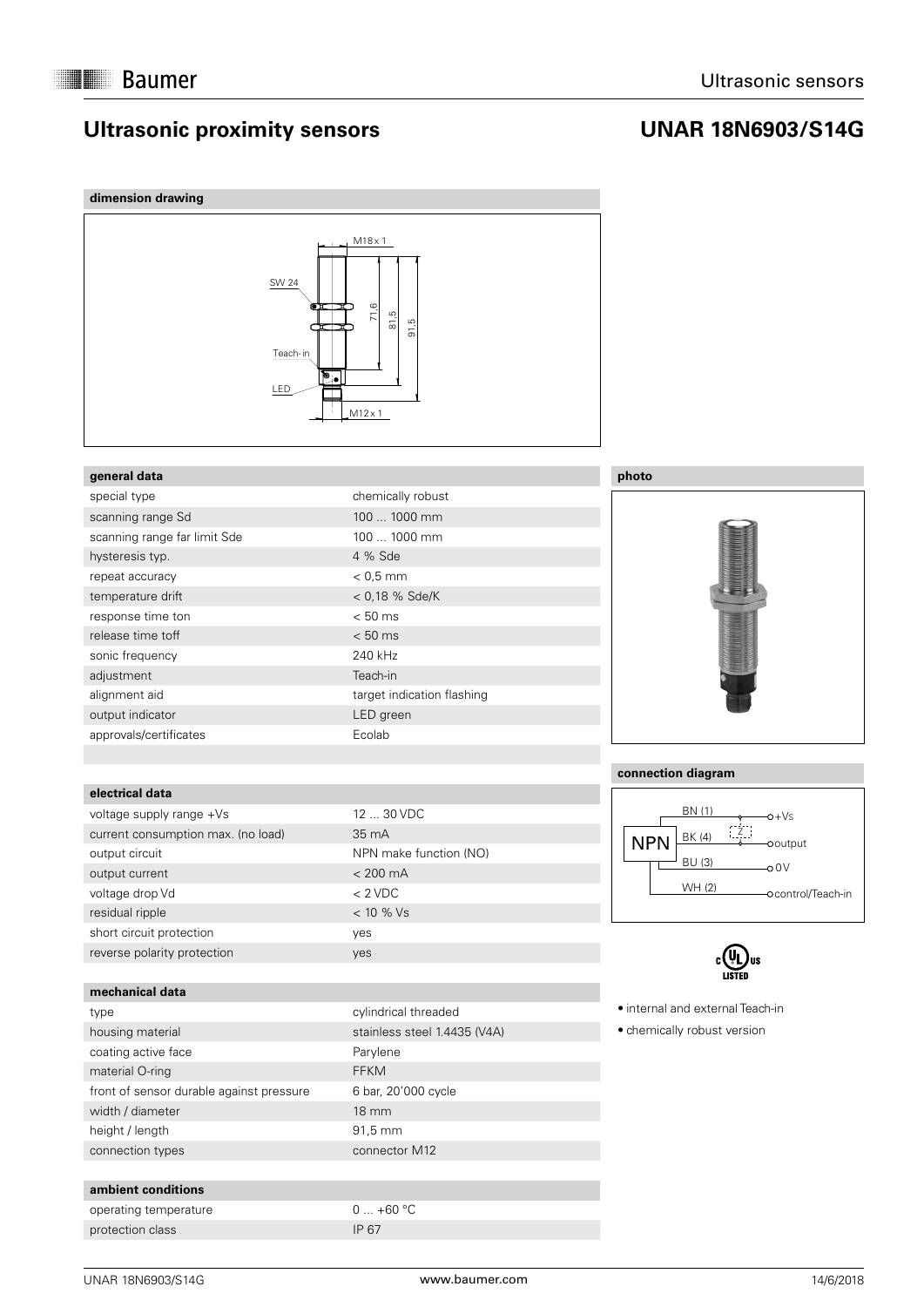# Ultrasonic proximity sensors

## UNAR 18N6903/S14G

### dimension drawing

M18 x 1

SW 24

Teach-in

LED

M12 x 1

71,6

81,5

91,5

### general data

| | |
|---|---|
| special type | chemically robust |
| scanning range Sd | 100 ... 1000 mm |
| scanning range far limit Sde | 100 ... 1000 mm |
| hysteresis typ. | 4 % Sde |
| repeat accuracy | < 0,5 mm |
| temperature drift | < 0,18 % Sde/K |
| response time ton | < 50 ms |
| release time toff | < 50 ms |
| sonic frequency | 240 kHz |
| adjustment | Teach-in |
| alignment aid | target indication flashing |
| output indicator | LED green |
| approvals/certificates | Ecolab |

### electrical data

| | |
|---|---|
| voltage supply range +Vs | 12 ... 30 VDC |
| current consumption max. (no load) | 35 mA |
| output circuit | NPN make function (NO) |
| output current | < 200 mA |
| voltage drop Vd | < 2 VDC |
| residual ripple | < 10 % Vs |
| short circuit protection | yes |
| reverse polarity protection | yes |

### mechanical data

| | |
|---|---|
| type | cylindrical threaded |
| housing material | stainless steel 1.4435 (V4A) |
| coating active face | Parylene |
| material O-ring | FFKM |
| front of sensor durable against pressure | 6 bar, 20'000 cycle |
| width / diameter | 18 mm |
| height / length | 91,5 mm |
| connection types | connector M12 |

### ambient conditions

| | |
|---|---|
| operating temperature | 0 ... +60 °C |
| protection class | IP 67 |

### photo

### connection diagram

NPN

BN (1) — +Vs

BK (4) — output

BU (3) — 0 V

WH (2) — control/Teach-in

c UL us LISTED

- internal and external Teach-in
- chemically robust version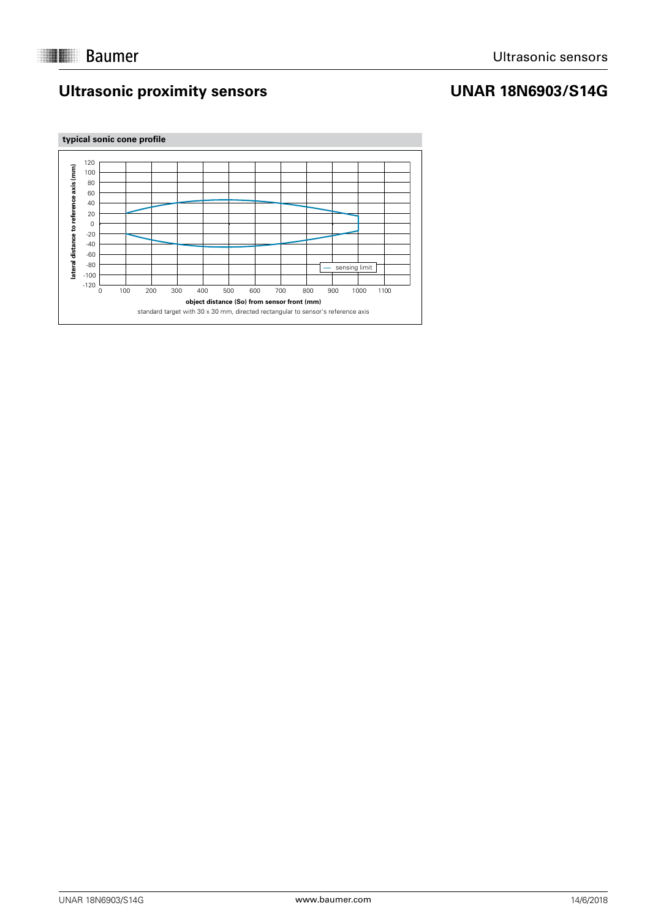# Ultrasonic proximity sensors

# UNAR 18N6903/S14G

**typical sonic cone profile**

lateral distance to reference axis (mm)

120
100
80
60
40
20
0
-20
-40
-60
-80
-100
-120

0 100 200 300 400 500 600 700 800 900 1000 1100

**object distance (So) from sensor front (mm)**

standard target with 30 x 30 mm, directed rectangular to sensor's reference axis

— sensing limit